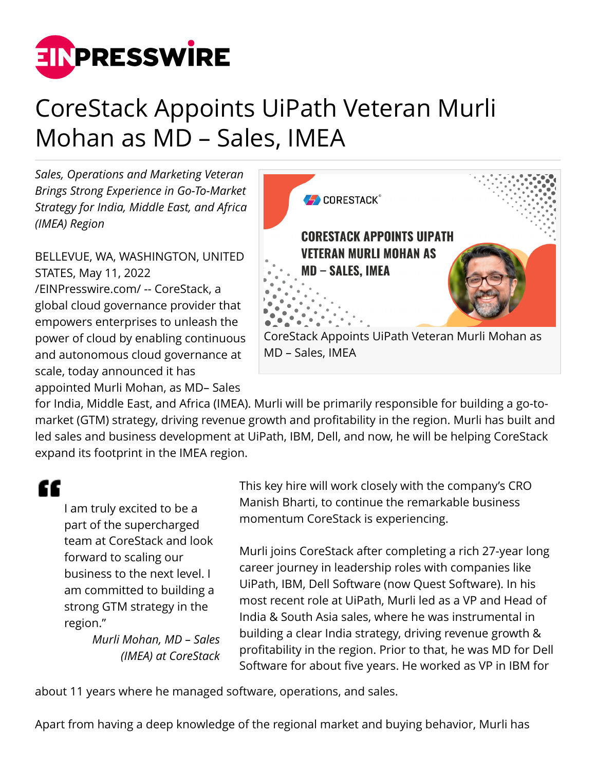# CoreStack Appoints UiPath Veteran Murli Mohan as MD – Sales, IMEA

*Sales, Operations and Marketing Veteran Brings Strong Experience in Go-To-Market Strategy for India, Middle East, and Africa (IMEA) Region*

CoreStack Appoints UiPath Veteran Murli Mohan as MD – Sales, IMEA

BELLEVUE, WA, WASHINGTON, UNITED STATES, May 11, 2022 /EINPresswire.com/ -- CoreStack, a global cloud governance provider that empowers enterprises to unleash the power of cloud by enabling continuous and autonomous cloud governance at scale, today announced it has appointed Murli Mohan, as MD– Sales for India, Middle East, and Africa (IMEA). Murli will be primarily responsible for building a go-to-market (GTM) strategy, driving revenue growth and profitability in the region. Murli has built and led sales and business development at UiPath, IBM, Dell, and now, he will be helping CoreStack expand its footprint in the IMEA region.

> "I am truly excited to be a part of the supercharged team at CoreStack and look forward to scaling our business to the next level. I am committed to building a strong GTM strategy in the region."
>
> *Murli Mohan, MD – Sales (IMEA) at CoreStack*

This key hire will work closely with the company's CRO Manish Bharti, to continue the remarkable business momentum CoreStack is experiencing.

Murli joins CoreStack after completing a rich 27-year long career journey in leadership roles with companies like UiPath, IBM, Dell Software (now Quest Software). In his most recent role at UiPath, Murli led as a VP and Head of India & South Asia sales, where he was instrumental in building a clear India strategy, driving revenue growth & profitability in the region. Prior to that, he was MD for Dell Software for about five years. He worked as VP in IBM for about 11 years where he managed software, operations, and sales.

Apart from having a deep knowledge of the regional market and buying behavior, Murli has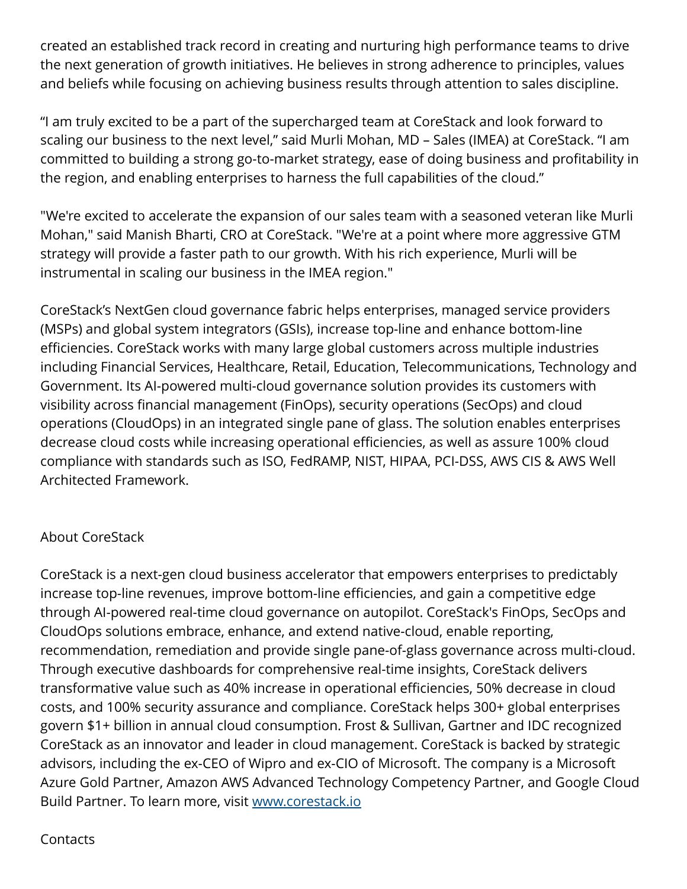created an established track record in creating and nurturing high performance teams to drive the next generation of growth initiatives. He believes in strong adherence to principles, values and beliefs while focusing on achieving business results through attention to sales discipline.

“I am truly excited to be a part of the supercharged team at CoreStack and look forward to scaling our business to the next level,” said Murli Mohan, MD – Sales (IMEA) at CoreStack. “I am committed to building a strong go-to-market strategy, ease of doing business and profitability in the region, and enabling enterprises to harness the full capabilities of the cloud.”

"We're excited to accelerate the expansion of our sales team with a seasoned veteran like Murli Mohan," said Manish Bharti, CRO at CoreStack. "We're at a point where more aggressive GTM strategy will provide a faster path to our growth. With his rich experience, Murli will be instrumental in scaling our business in the IMEA region."

CoreStack’s NextGen cloud governance fabric helps enterprises, managed service providers (MSPs) and global system integrators (GSIs), increase top-line and enhance bottom-line efficiencies. CoreStack works with many large global customers across multiple industries including Financial Services, Healthcare, Retail, Education, Telecommunications, Technology and Government. Its AI-powered multi-cloud governance solution provides its customers with visibility across financial management (FinOps), security operations (SecOps) and cloud operations (CloudOps) in an integrated single pane of glass. The solution enables enterprises decrease cloud costs while increasing operational efficiencies, as well as assure 100% cloud compliance with standards such as ISO, FedRAMP, NIST, HIPAA, PCI-DSS, AWS CIS & AWS Well Architected Framework.

About CoreStack

CoreStack is a next-gen cloud business accelerator that empowers enterprises to predictably increase top-line revenues, improve bottom-line efficiencies, and gain a competitive edge through AI-powered real-time cloud governance on autopilot. CoreStack's FinOps, SecOps and CloudOps solutions embrace, enhance, and extend native-cloud, enable reporting, recommendation, remediation and provide single pane-of-glass governance across multi-cloud. Through executive dashboards for comprehensive real-time insights, CoreStack delivers transformative value such as 40% increase in operational efficiencies, 50% decrease in cloud costs, and 100% security assurance and compliance. CoreStack helps 300+ global enterprises govern $1+ billion in annual cloud consumption. Frost & Sullivan, Gartner and IDC recognized CoreStack as an innovator and leader in cloud management. CoreStack is backed by strategic advisors, including the ex-CEO of Wipro and ex-CIO of Microsoft. The company is a Microsoft Azure Gold Partner, Amazon AWS Advanced Technology Competency Partner, and Google Cloud Build Partner. To learn more, visit [www.corestack.io](www.corestack.io)

Contacts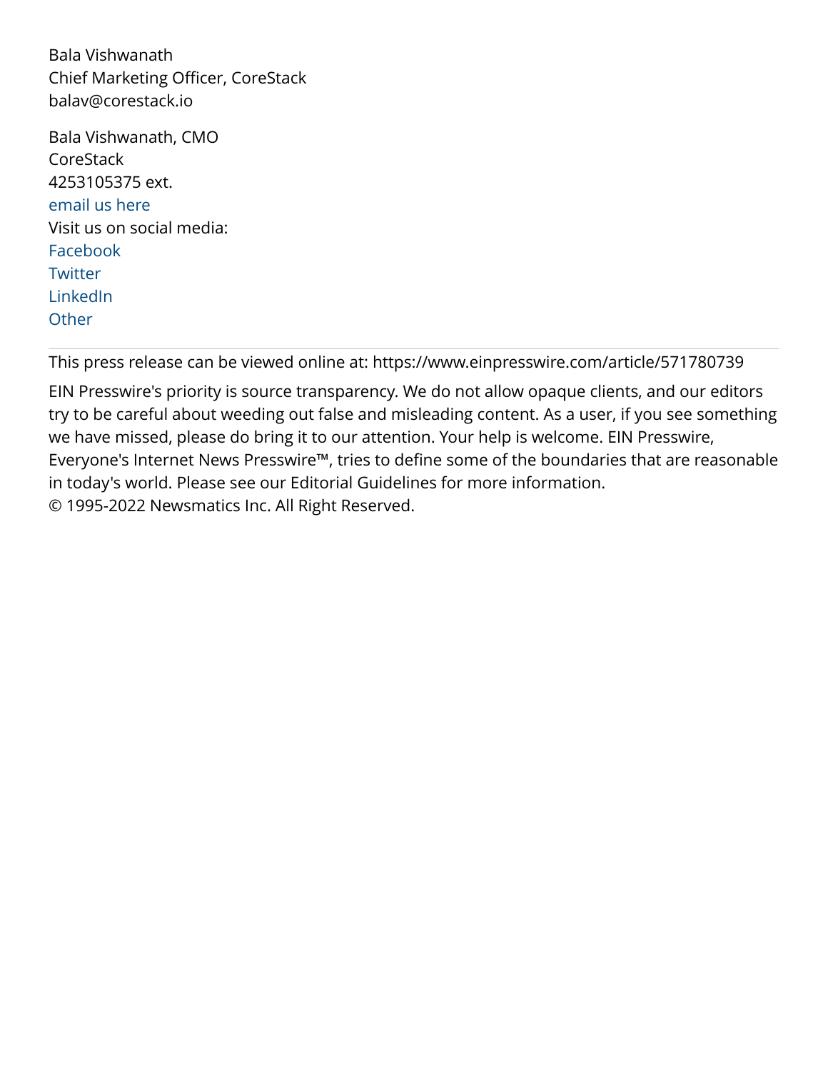Bala Vishwanath
Chief Marketing Officer, CoreStack
balav@corestack.io

Bala Vishwanath, CMO
CoreStack
4253105375 ext.
email us here
Visit us on social media:
Facebook
Twitter
LinkedIn
Other

---

This press release can be viewed online at: https://www.einpresswire.com/article/571780739

EIN Presswire's priority is source transparency. We do not allow opaque clients, and our editors try to be careful about weeding out false and misleading content. As a user, if you see something we have missed, please do bring it to our attention. Your help is welcome. EIN Presswire, Everyone's Internet News Presswire™, tries to define some of the boundaries that are reasonable in today's world. Please see our Editorial Guidelines for more information.
© 1995-2022 Newsmatics Inc. All Right Reserved.